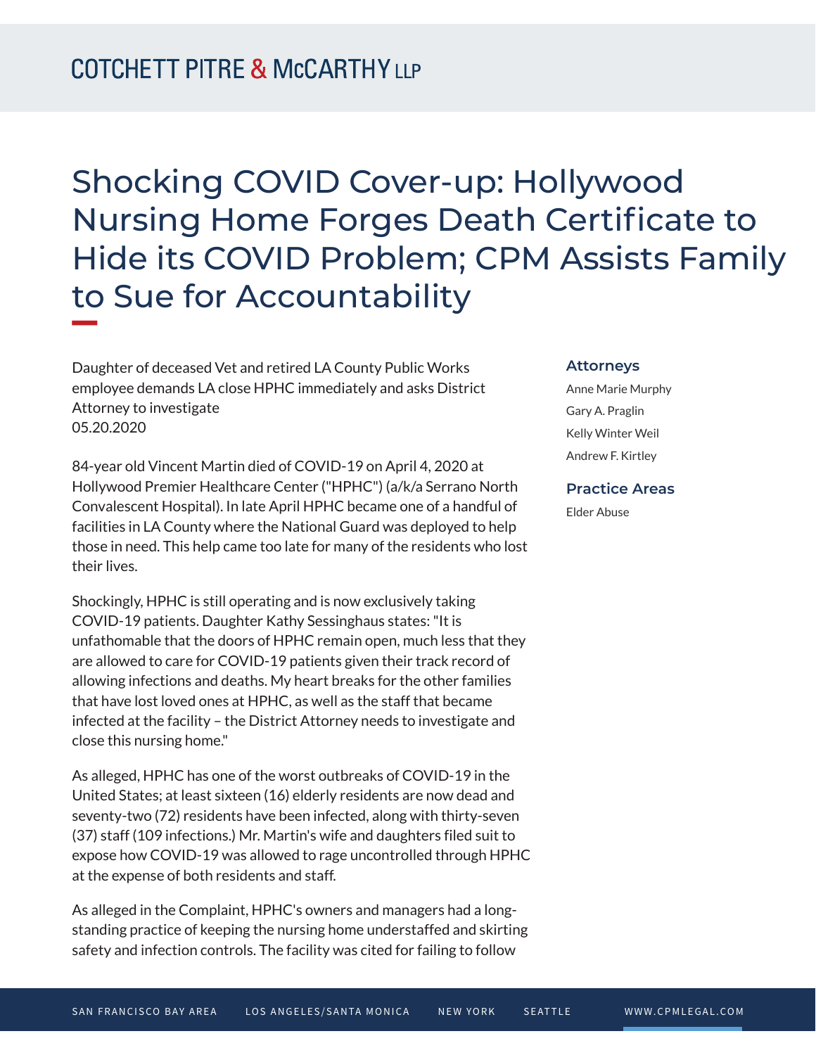# Shocking COVID Cover-up: Hollywood Nursing Home Forges Death Certificate to Hide its COVID Problem; CPM Assists Family to Sue for Accountability

Daughter of deceased Vet and retired LA County Public Works employee demands LA close HPHC immediately and asks District Attorney to investigate
05.20.2020

**Attorneys**

Anne Marie Murphy
Gary A. Praglin
Kelly Winter Weil
Andrew F. Kirtley

**Practice Areas**

Elder Abuse

84-year old Vincent Martin died of COVID-19 on April 4, 2020 at Hollywood Premier Healthcare Center ("HPHC") (a/k/a Serrano North Convalescent Hospital). In late April HPHC became one of a handful of facilities in LA County where the National Guard was deployed to help those in need. This help came too late for many of the residents who lost their lives.

Shockingly, HPHC is still operating and is now exclusively taking COVID-19 patients. Daughter Kathy Sessinghaus states: "It is unfathomable that the doors of HPHC remain open, much less that they are allowed to care for COVID-19 patients given their track record of allowing infections and deaths. My heart breaks for the other families that have lost loved ones at HPHC, as well as the staff that became infected at the facility – the District Attorney needs to investigate and close this nursing home."

As alleged, HPHC has one of the worst outbreaks of COVID-19 in the United States; at least sixteen (16) elderly residents are now dead and seventy-two (72) residents have been infected, along with thirty-seven (37) staff (109 infections.) Mr. Martin's wife and daughters filed suit to expose how COVID-19 was allowed to rage uncontrolled through HPHC at the expense of both residents and staff.

As alleged in the Complaint, HPHC's owners and managers had a long-standing practice of keeping the nursing home understaffed and skirting safety and infection controls. The facility was cited for failing to follow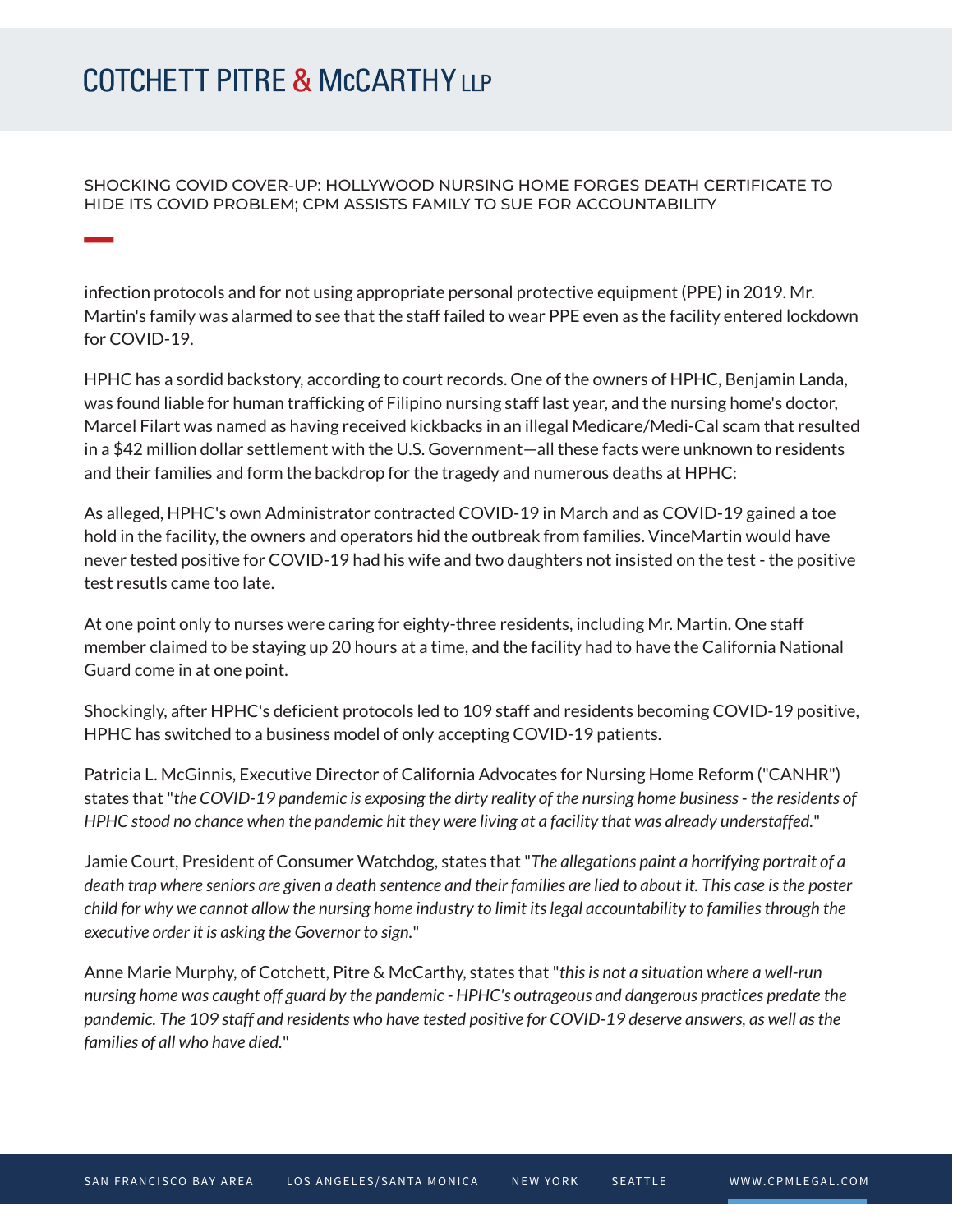infection protocols and for not using appropriate personal protective equipment (PPE) in 2019. Mr. Martin's family was alarmed to see that the staff failed to wear PPE even as the facility entered lockdown for COVID-19.

HPHC has a sordid backstory, according to court records. One of the owners of HPHC, Benjamin Landa, was found liable for human trafficking of Filipino nursing staff last year, and the nursing home's doctor, Marcel Filart was named as having received kickbacks in an illegal Medicare/Medi-Cal scam that resulted in a $42 million dollar settlement with the U.S. Government—all these facts were unknown to residents and their families and form the backdrop for the tragedy and numerous deaths at HPHC:

As alleged, HPHC's own Administrator contracted COVID-19 in March and as COVID-19 gained a toe hold in the facility, the owners and operators hid the outbreak from families. VinceMartin would have never tested positive for COVID-19 had his wife and two daughters not insisted on the test - the positive test resutls came too late.

At one point only to nurses were caring for eighty-three residents, including Mr. Martin. One staff member claimed to be staying up 20 hours at a time, and the facility had to have the California National Guard come in at one point.

Shockingly, after HPHC's deficient protocols led to 109 staff and residents becoming COVID-19 positive, HPHC has switched to a business model of only accepting COVID-19 patients.

Patricia L. McGinnis, Executive Director of California Advocates for Nursing Home Reform ("CANHR") states that "*the COVID-19 pandemic is exposing the dirty reality of the nursing home business - the residents of HPHC stood no chance when the pandemic hit they were living at a facility that was already understaffed.*"

Jamie Court, President of Consumer Watchdog, states that "*The allegations paint a horrifying portrait of a death trap where seniors are given a death sentence and their families are lied to about it. This case is the poster child for why we cannot allow the nursing home industry to limit its legal accountability to families through the executive order it is asking the Governor to sign.*"

Anne Marie Murphy, of Cotchett, Pitre & McCarthy, states that "*this is not a situation where a well-run nursing home was caught off guard by the pandemic - HPHC's outrageous and dangerous practices predate the pandemic. The 109 staff and residents who have tested positive for COVID-19 deserve answers, as well as the families of all who have died.*"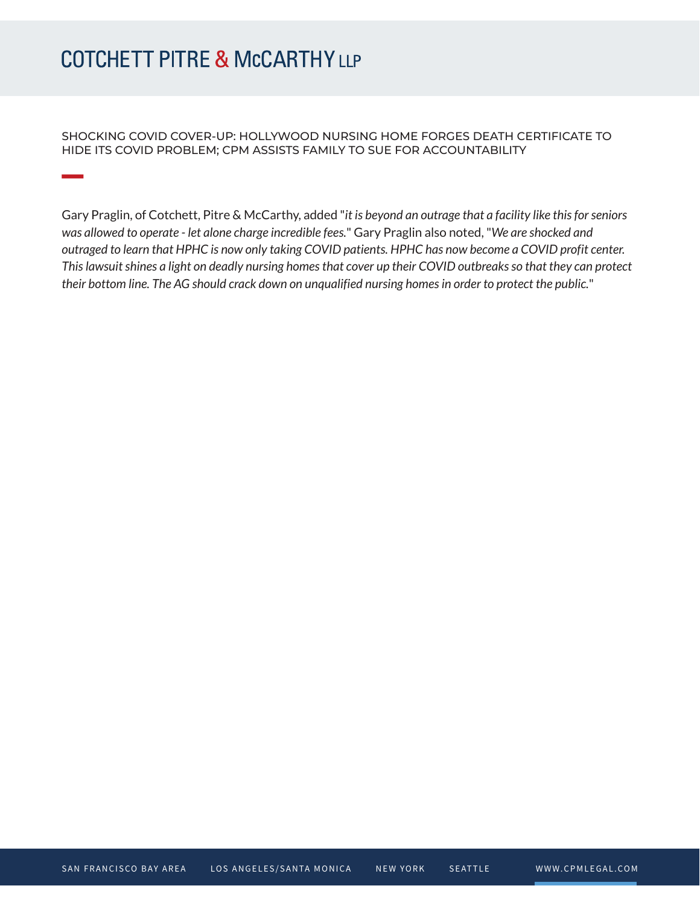SHOCKING COVID COVER-UP: HOLLYWOOD NURSING HOME FORGES DEATH CERTIFICATE TO HIDE ITS COVID PROBLEM; CPM ASSISTS FAMILY TO SUE FOR ACCOUNTABILITY

Gary Praglin, of Cotchett, Pitre & McCarthy, added "*it is beyond an outrage that a facility like this for seniors was allowed to operate - let alone charge incredible fees.*" Gary Praglin also noted, "*We are shocked and outraged to learn that HPHC is now only taking COVID patients. HPHC has now become a COVID profit center. This lawsuit shines a light on deadly nursing homes that cover up their COVID outbreaks so that they can protect their bottom line. The AG should crack down on unqualified nursing homes in order to protect the public.*"